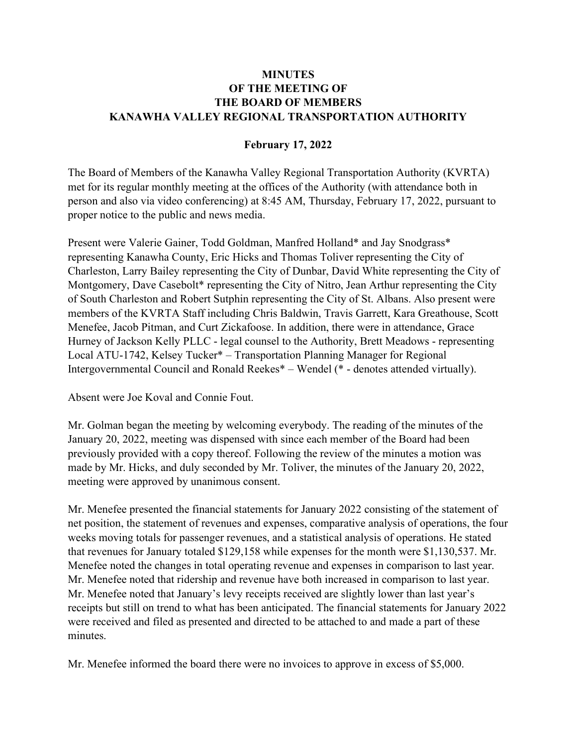# MINUTES
# OF THE MEETING OF
# THE BOARD OF MEMBERS
# KANAWHA VALLEY REGIONAL TRANSPORTATION AUTHORITY

**February 17, 2022**

The Board of Members of the Kanawha Valley Regional Transportation Authority (KVRTA) met for its regular monthly meeting at the offices of the Authority (with attendance both in person and also via video conferencing) at 8:45 AM, Thursday, February 17, 2022, pursuant to proper notice to the public and news media.

Present were Valerie Gainer, Todd Goldman, Manfred Holland* and Jay Snodgrass* representing Kanawha County, Eric Hicks and Thomas Toliver representing the City of Charleston, Larry Bailey representing the City of Dunbar, David White representing the City of Montgomery, Dave Casebolt* representing the City of Nitro, Jean Arthur representing the City of South Charleston and Robert Sutphin representing the City of St. Albans. Also present were members of the KVRTA Staff including Chris Baldwin, Travis Garrett, Kara Greathouse, Scott Menefee, Jacob Pitman, and Curt Zickafoose. In addition, there were in attendance, Grace Hurney of Jackson Kelly PLLC - legal counsel to the Authority, Brett Meadows - representing Local ATU-1742, Kelsey Tucker* – Transportation Planning Manager for Regional Intergovernmental Council and Ronald Reekes* – Wendel (* - denotes attended virtually).

Absent were Joe Koval and Connie Fout.

Mr. Golman began the meeting by welcoming everybody. The reading of the minutes of the January 20, 2022, meeting was dispensed with since each member of the Board had been previously provided with a copy thereof. Following the review of the minutes a motion was made by Mr. Hicks, and duly seconded by Mr. Toliver, the minutes of the January 20, 2022, meeting were approved by unanimous consent.

Mr. Menefee presented the financial statements for January 2022 consisting of the statement of net position, the statement of revenues and expenses, comparative analysis of operations, the four weeks moving totals for passenger revenues, and a statistical analysis of operations. He stated that revenues for January totaled $129,158 while expenses for the month were $1,130,537. Mr. Menefee noted the changes in total operating revenue and expenses in comparison to last year. Mr. Menefee noted that ridership and revenue have both increased in comparison to last year. Mr. Menefee noted that January's levy receipts received are slightly lower than last year's receipts but still on trend to what has been anticipated. The financial statements for January 2022 were received and filed as presented and directed to be attached to and made a part of these minutes.

Mr. Menefee informed the board there were no invoices to approve in excess of $5,000.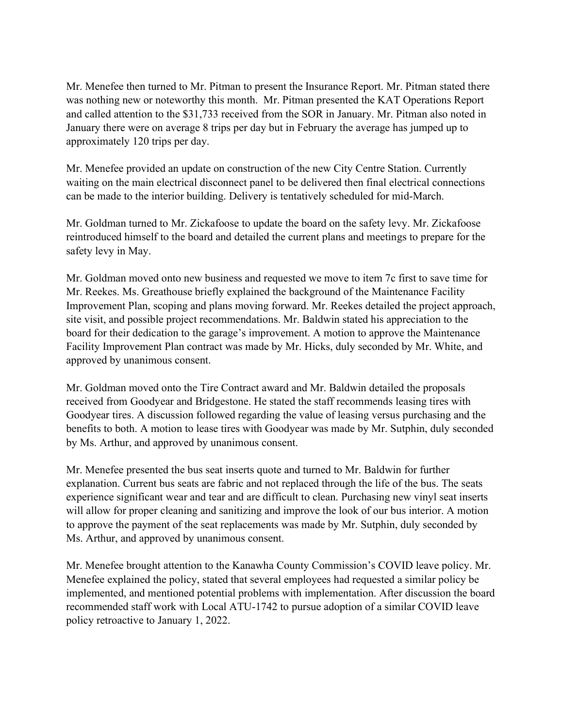Mr. Menefee then turned to Mr. Pitman to present the Insurance Report. Mr. Pitman stated there was nothing new or noteworthy this month. Mr. Pitman presented the KAT Operations Report and called attention to the $31,733 received from the SOR in January. Mr. Pitman also noted in January there were on average 8 trips per day but in February the average has jumped up to approximately 120 trips per day.

Mr. Menefee provided an update on construction of the new City Centre Station. Currently waiting on the main electrical disconnect panel to be delivered then final electrical connections can be made to the interior building. Delivery is tentatively scheduled for mid-March.

Mr. Goldman turned to Mr. Zickafoose to update the board on the safety levy. Mr. Zickafoose reintroduced himself to the board and detailed the current plans and meetings to prepare for the safety levy in May.

Mr. Goldman moved onto new business and requested we move to item 7c first to save time for Mr. Reekes. Ms. Greathouse briefly explained the background of the Maintenance Facility Improvement Plan, scoping and plans moving forward. Mr. Reekes detailed the project approach, site visit, and possible project recommendations. Mr. Baldwin stated his appreciation to the board for their dedication to the garage's improvement. A motion to approve the Maintenance Facility Improvement Plan contract was made by Mr. Hicks, duly seconded by Mr. White, and approved by unanimous consent.

Mr. Goldman moved onto the Tire Contract award and Mr. Baldwin detailed the proposals received from Goodyear and Bridgestone. He stated the staff recommends leasing tires with Goodyear tires. A discussion followed regarding the value of leasing versus purchasing and the benefits to both. A motion to lease tires with Goodyear was made by Mr. Sutphin, duly seconded by Ms. Arthur, and approved by unanimous consent.

Mr. Menefee presented the bus seat inserts quote and turned to Mr. Baldwin for further explanation. Current bus seats are fabric and not replaced through the life of the bus. The seats experience significant wear and tear and are difficult to clean. Purchasing new vinyl seat inserts will allow for proper cleaning and sanitizing and improve the look of our bus interior. A motion to approve the payment of the seat replacements was made by Mr. Sutphin, duly seconded by Ms. Arthur, and approved by unanimous consent.

Mr. Menefee brought attention to the Kanawha County Commission's COVID leave policy. Mr. Menefee explained the policy, stated that several employees had requested a similar policy be implemented, and mentioned potential problems with implementation. After discussion the board recommended staff work with Local ATU-1742 to pursue adoption of a similar COVID leave policy retroactive to January 1, 2022.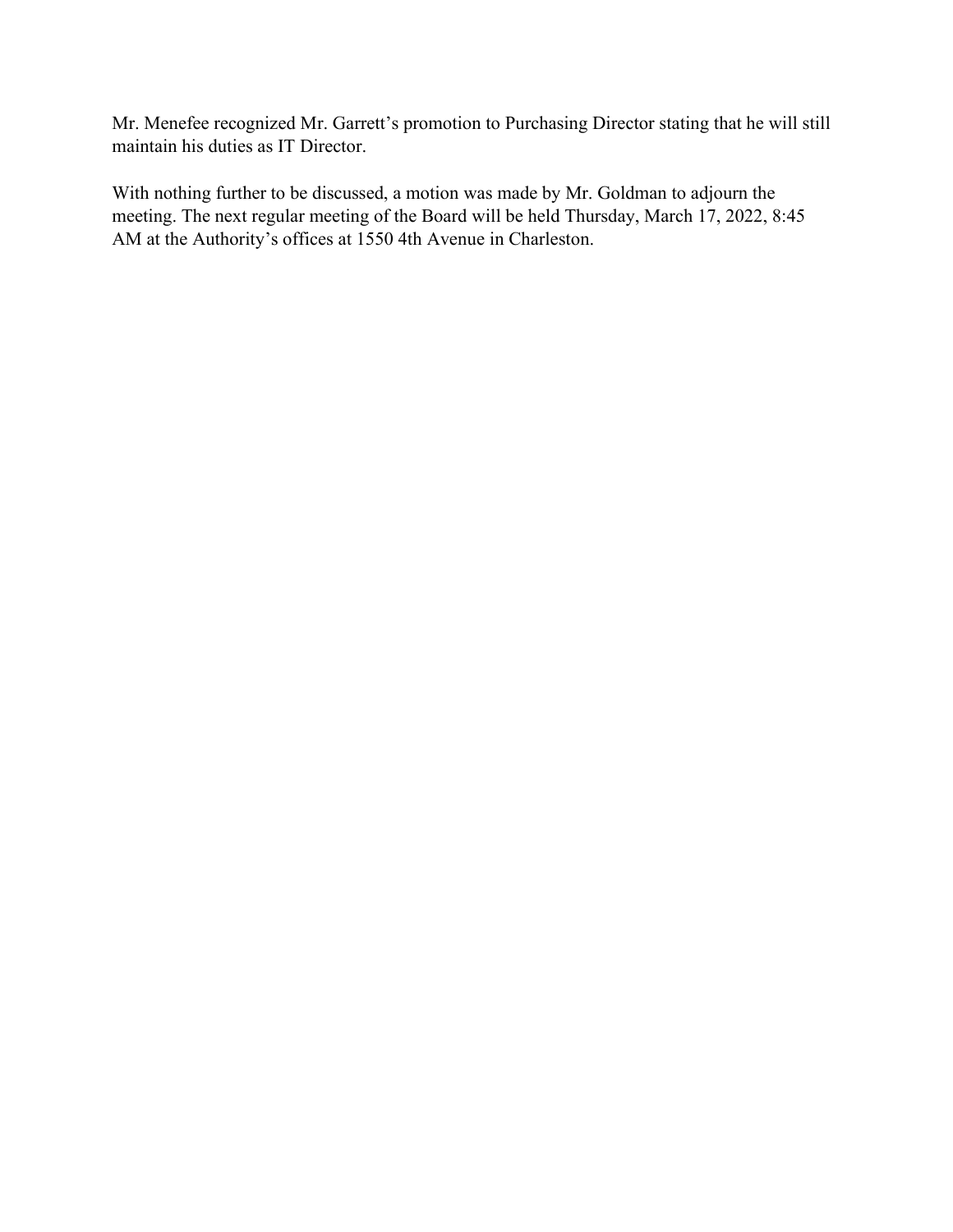Mr. Menefee recognized Mr. Garrett's promotion to Purchasing Director stating that he will still maintain his duties as IT Director.

With nothing further to be discussed, a motion was made by Mr. Goldman to adjourn the meeting. The next regular meeting of the Board will be held Thursday, March 17, 2022, 8:45 AM at the Authority's offices at 1550 4th Avenue in Charleston.